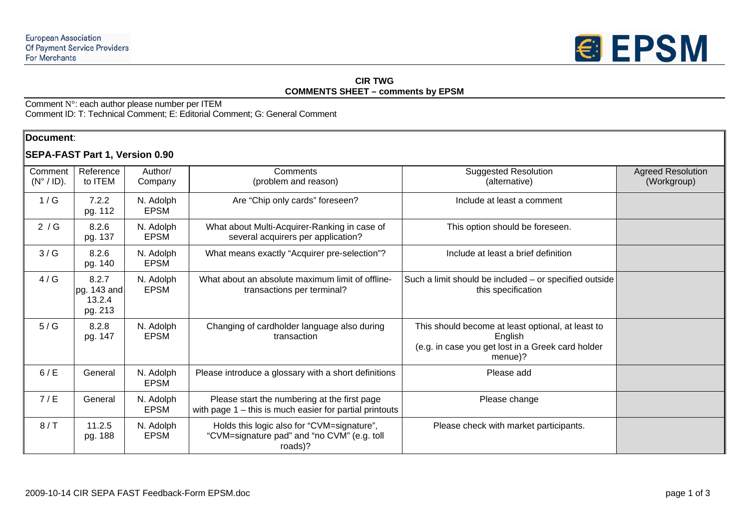European Association
Of Payment Service Providers
For Merchants

EPSM

**CIR TWG**
**COMMENTS SHEET – comments by EPSM**

Comment N°: each author please number per ITEM
Comment ID: T: Technical Comment; E: Editorial Comment; G: General Comment

**Document**:

**SEPA-FAST Part 1, Version 0.90**

| Comment (N° / ID). | Reference to ITEM | Author/ Company | Comments (problem and reason) | Suggested Resolution (alternative) | Agreed Resolution (Workgroup) |
|---|---|---|---|---|---|
| 1 / G | 7.2.2 pg. 112 | N. Adolph EPSM | Are "Chip only cards" foreseen? | Include at least a comment | |
| 2 / G | 8.2.6 pg. 137 | N. Adolph EPSM | What about Multi-Acquirer-Ranking in case of several acquirers per application? | This option should be foreseen. | |
| 3 / G | 8.2.6 pg. 140 | N. Adolph EPSM | What means exactly "Acquirer pre-selection"? | Include at least a brief definition | |
| 4 / G | 8.2.7 pg. 143 and 13.2.4 pg. 213 | N. Adolph EPSM | What about an absolute maximum limit of offline-transactions per terminal? | Such a limit should be included – or specified outside this specification | |
| 5 / G | 8.2.8 pg. 147 | N. Adolph EPSM | Changing of cardholder language also during transaction | This should become at least optional, at least to English (e.g. in case you get lost in a Greek card holder menue)? | |
| 6 / E | General | N. Adolph EPSM | Please introduce a glossary with a short definitions | Please add | |
| 7 / E | General | N. Adolph EPSM | Please start the numbering at the first page with page 1 – this is much easier for partial printouts | Please change | |
| 8 / T | 11.2.5 pg. 188 | N. Adolph EPSM | Holds this logic also for "CVM=signature", "CVM=signature pad" and "no CVM" (e.g. toll roads)? | Please check with market participants. | |

2009-10-14 CIR SEPA FAST Feedback-Form EPSM.doc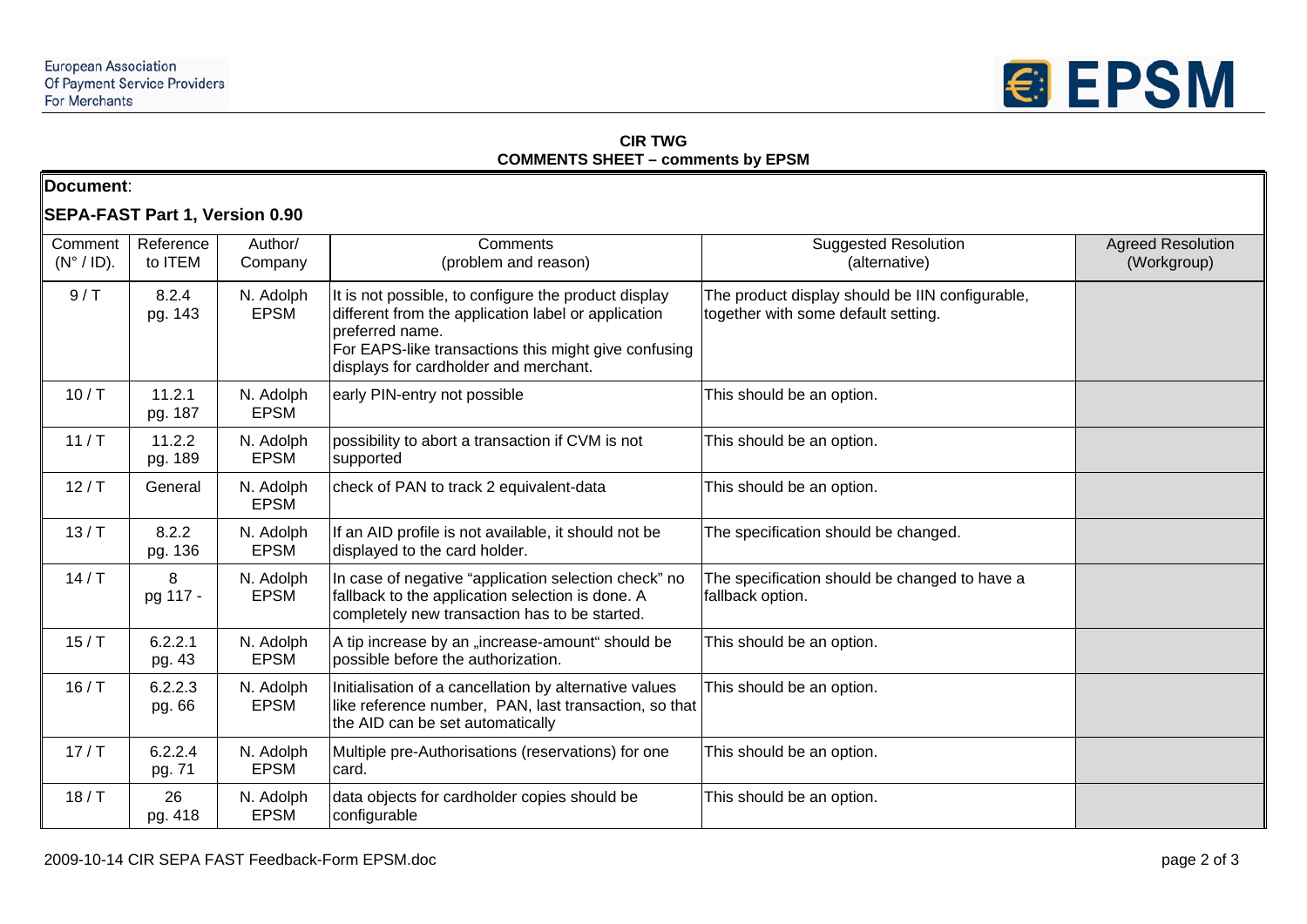**CIR TWG**
**COMMENTS SHEET – comments by EPSM**

**Document**:

**SEPA-FAST Part 1, Version 0.90**

| Comment (N° / ID). | Reference to ITEM | Author/ Company | Comments (problem and reason) | Suggested Resolution (alternative) | Agreed Resolution (Workgroup) |
|---|---|---|---|---|---|
| 9 / T | 8.2.4 pg. 143 | N. Adolph EPSM | It is not possible, to configure the product display different from the application label or application preferred name. For EAPS-like transactions this might give confusing displays for cardholder and merchant. | The product display should be IIN configurable, together with some default setting. | |
| 10 / T | 11.2.1 pg. 187 | N. Adolph EPSM | early PIN-entry not possible | This should be an option. | |
| 11 / T | 11.2.2 pg. 189 | N. Adolph EPSM | possibility to abort a transaction if CVM is not supported | This should be an option. | |
| 12 / T | General | N. Adolph EPSM | check of PAN to track 2 equivalent-data | This should be an option. | |
| 13 / T | 8.2.2 pg. 136 | N. Adolph EPSM | If an AID profile is not available, it should not be displayed to the card holder. | The specification should be changed. | |
| 14 / T | 8 pg 117 - | N. Adolph EPSM | In case of negative "application selection check" no fallback to the application selection is done. A completely new transaction has to be started. | The specification should be changed to have a fallback option. | |
| 15 / T | 6.2.2.1 pg. 43 | N. Adolph EPSM | A tip increase by an „increase-amount" should be possible before the authorization. | This should be an option. | |
| 16 / T | 6.2.2.3 pg. 66 | N. Adolph EPSM | Initialisation of a cancellation by alternative values like reference number, PAN, last transaction, so that the AID can be set automatically | This should be an option. | |
| 17 / T | 6.2.2.4 pg. 71 | N. Adolph EPSM | Multiple pre-Authorisations (reservations) for one card. | This should be an option. | |
| 18 / T | 26 pg. 418 | N. Adolph EPSM | data objects for cardholder copies should be configurable | This should be an option. | |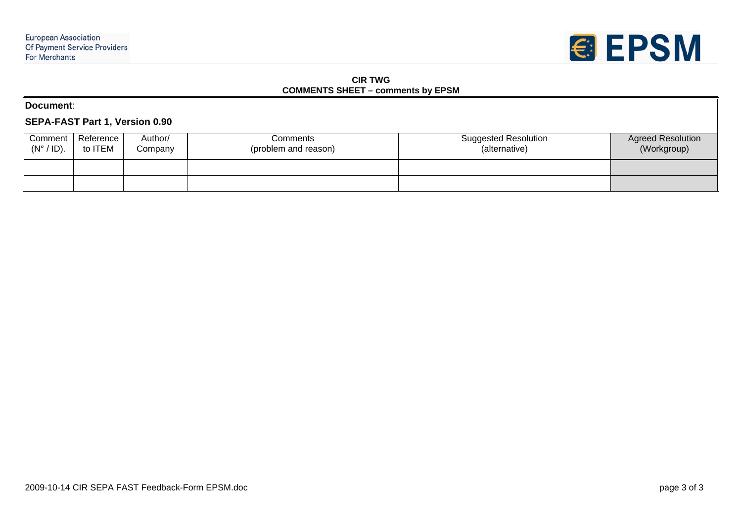European Association
Of Payment Service Providers
For Merchants

EPSM

**CIR TWG**
**COMMENTS SHEET – comments by EPSM**

**Document**:

**SEPA-FAST Part 1, Version 0.90**

| Comment (N° / ID). | Reference to ITEM | Author/ Company | Comments (problem and reason) | Suggested Resolution (alternative) | Agreed Resolution (Workgroup) |
|---|---|---|---|---|---|
| | | | | | |
| | | | | | |